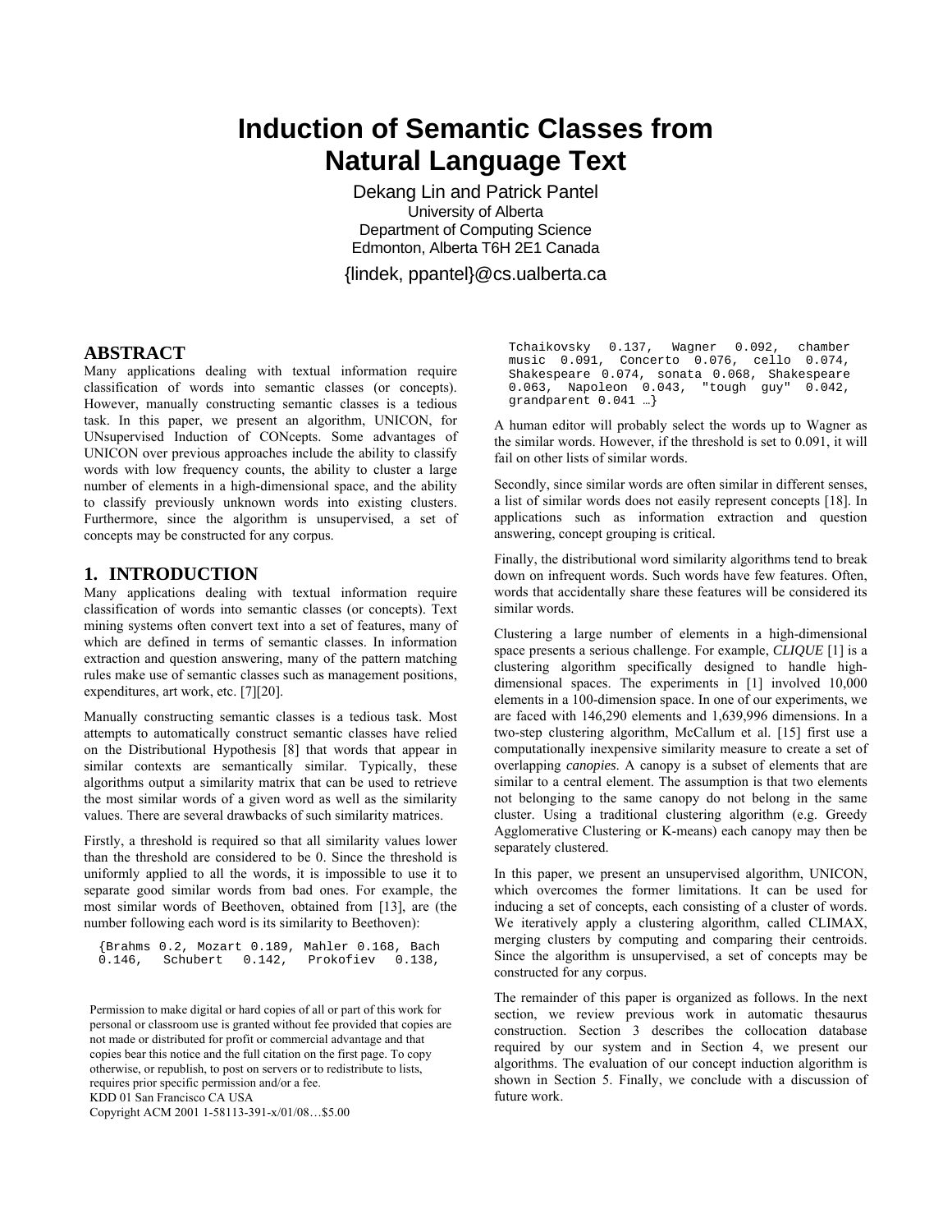# Induction of Semantic Classes from Natural Language Text

Dekang Lin and Patrick Pantel
University of Alberta
Department of Computing Science
Edmonton, Alberta T6H 2E1 Canada
{lindek, ppantel}@cs.ualberta.ca

## ABSTRACT

Many applications dealing with textual information require classification of words into semantic classes (or concepts). However, manually constructing semantic classes is a tedious task. In this paper, we present an algorithm, UNICON, for UNsupervised Induction of CONcepts. Some advantages of UNICON over previous approaches include the ability to classify words with low frequency counts, the ability to cluster a large number of elements in a high-dimensional space, and the ability to classify previously unknown words into existing clusters. Furthermore, since the algorithm is unsupervised, a set of concepts may be constructed for any corpus.

## 1. INTRODUCTION

Many applications dealing with textual information require classification of words into semantic classes (or concepts). Text mining systems often convert text into a set of features, many of which are defined in terms of semantic classes. In information extraction and question answering, many of the pattern matching rules make use of semantic classes such as management positions, expenditures, art work, etc. [7][20].

Manually constructing semantic classes is a tedious task. Most attempts to automatically construct semantic classes have relied on the Distributional Hypothesis [8] that words that appear in similar contexts are semantically similar. Typically, these algorithms output a similarity matrix that can be used to retrieve the most similar words of a given word as well as the similarity values. There are several drawbacks of such similarity matrices.

Firstly, a threshold is required so that all similarity values lower than the threshold are considered to be 0. Since the threshold is uniformly applied to all the words, it is impossible to use it to separate good similar words from bad ones. For example, the most similar words of Beethoven, obtained from [13], are (the number following each word is its similarity to Beethoven):

```
{Brahms 0.2, Mozart 0.189, Mahler 0.168, Bach 0.146, Schubert 0.142, Prokofiev 0.138, Tchaikovsky 0.137, Wagner 0.092, chamber music 0.091, Concerto 0.076, cello 0.074, Shakespeare 0.074, sonata 0.068, Shakespeare 0.063, Napoleon 0.043, "tough guy" 0.042, grandparent 0.041 …}
```

A human editor will probably select the words up to Wagner as the similar words. However, if the threshold is set to 0.091, it will fail on other lists of similar words.

Secondly, since similar words are often similar in different senses, a list of similar words does not easily represent concepts [18]. In applications such as information extraction and question answering, concept grouping is critical.

Finally, the distributional word similarity algorithms tend to break down on infrequent words. Such words have few features. Often, words that accidentally share these features will be considered its similar words.

Clustering a large number of elements in a high-dimensional space presents a serious challenge. For example, *CLIQUE* [1] is a clustering algorithm specifically designed to handle high-dimensional spaces. The experiments in [1] involved 10,000 elements in a 100-dimension space. In one of our experiments, we are faced with 146,290 elements and 1,639,996 dimensions. In a two-step clustering algorithm, McCallum et al. [15] first use a computationally inexpensive similarity measure to create a set of overlapping *canopies*. A canopy is a subset of elements that are similar to a central element. The assumption is that two elements not belonging to the same canopy do not belong in the same cluster. Using a traditional clustering algorithm (e.g. Greedy Agglomerative Clustering or K-means) each canopy may then be separately clustered.

In this paper, we present an unsupervised algorithm, UNICON, which overcomes the former limitations. It can be used for inducing a set of concepts, each consisting of a cluster of words. We iteratively apply a clustering algorithm, called CLIMAX, merging clusters by computing and comparing their centroids. Since the algorithm is unsupervised, a set of concepts may be constructed for any corpus.

The remainder of this paper is organized as follows. In the next section, we review previous work in automatic thesaurus construction. Section 3 describes the collocation database required by our system and in Section 4, we present our algorithms. The evaluation of our concept induction algorithm is shown in Section 5. Finally, we conclude with a discussion of future work.

Permission to make digital or hard copies of all or part of this work for personal or classroom use is granted without fee provided that copies are not made or distributed for profit or commercial advantage and that copies bear this notice and the full citation on the first page. To copy otherwise, or republish, to post on servers or to redistribute to lists, requires prior specific permission and/or a fee.
KDD 01 San Francisco CA USA
Copyright ACM 2001 1-58113-391-x/01/08…$5.00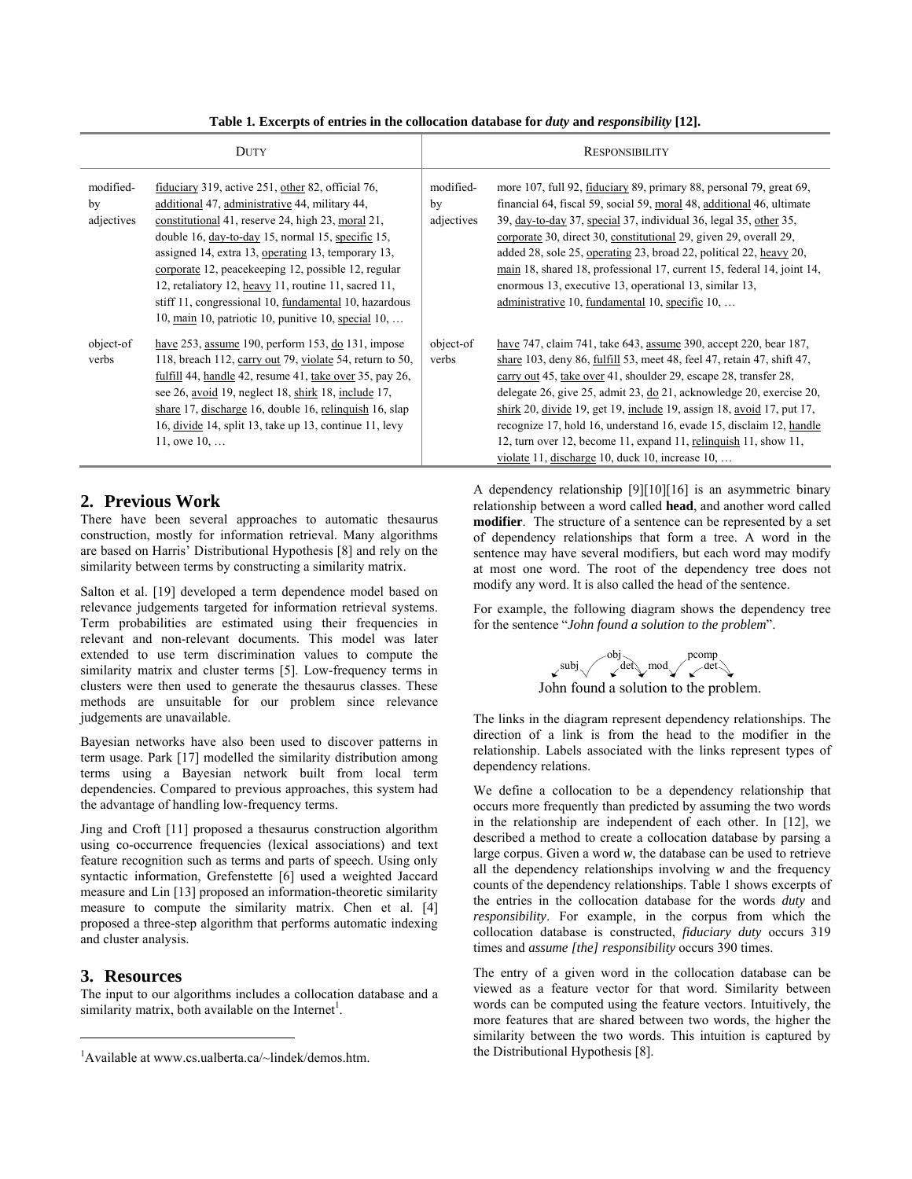**Table 1. Excerpts of entries in the collocation database for *duty* and *responsibility* [12].**

| DUTY | | RESPONSIBILITY | |
|---|---|---|---|
| modified-by adjectives | fiduciary 319, active 251, other 82, official 76, additional 47, administrative 44, military 44, constitutional 41, reserve 24, high 23, moral 21, double 16, day-to-day 15, normal 15, specific 15, assigned 14, extra 13, operating 13, temporary 13, corporate 12, peacekeeping 12, possible 12, regular 12, retaliatory 12, heavy 11, routine 11, sacred 11, stiff 11, congressional 10, fundamental 10, hazardous 10, main 10, patriotic 10, punitive 10, special 10, … | modified-by adjectives | more 107, full 92, fiduciary 89, primary 88, personal 79, great 69, financial 64, fiscal 59, social 59, moral 48, additional 46, ultimate 39, day-to-day 37, special 37, individual 36, legal 35, other 35, corporate 30, direct 30, constitutional 29, given 29, overall 29, added 28, sole 25, operating 23, broad 22, political 22, heavy 20, main 18, shared 18, professional 17, current 15, federal 14, joint 14, enormous 13, executive 13, operational 13, similar 13, administrative 10, fundamental 10, specific 10, … |
| object-of verbs | have 253, assume 190, perform 153, do 131, impose 118, breach 112, carry out 79, violate 54, return to 50, fulfill 44, handle 42, resume 41, take over 35, pay 26, see 26, avoid 19, neglect 18, shirk 18, include 17, share 17, discharge 16, double 16, relinquish 16, slap 16, divide 14, split 13, take up 13, continue 11, levy 11, owe 10, … | object-of verbs | have 747, claim 741, take 643, assume 390, accept 220, bear 187, share 103, deny 86, fulfill 53, meet 48, feel 47, retain 47, shift 47, carry out 45, take over 41, shoulder 29, escape 28, transfer 28, delegate 26, give 25, admit 23, do 21, acknowledge 20, exercise 20, shirk 20, divide 19, get 19, include 19, assign 18, avoid 17, put 17, recognize 17, hold 16, understand 16, evade 15, disclaim 12, handle 12, turn over 12, become 11, expand 11, relinquish 11, show 11, violate 11, discharge 10, duck 10, increase 10, … |

## 2. Previous Work

There have been several approaches to automatic thesaurus construction, mostly for information retrieval. Many algorithms are based on Harris' Distributional Hypothesis [8] and rely on the similarity between terms by constructing a similarity matrix.

Salton et al. [19] developed a term dependence model based on relevance judgements targeted for information retrieval systems. Term probabilities are estimated using their frequencies in relevant and non-relevant documents. This model was later extended to use term discrimination values to compute the similarity matrix and cluster terms [5]. Low-frequency terms in clusters were then used to generate the thesaurus classes. These methods are unsuitable for our problem since relevance judgements are unavailable.

Bayesian networks have also been used to discover patterns in term usage. Park [17] modelled the similarity distribution among terms using a Bayesian network built from local term dependencies. Compared to previous approaches, this system had the advantage of handling low-frequency terms.

Jing and Croft [11] proposed a thesaurus construction algorithm using co-occurrence frequencies (lexical associations) and text feature recognition such as terms and parts of speech. Using only syntactic information, Grefenstette [6] used a weighted Jaccard measure and Lin [13] proposed an information-theoretic similarity measure to compute the similarity matrix. Chen et al. [4] proposed a three-step algorithm that performs automatic indexing and cluster analysis.

## 3. Resources

The input to our algorithms includes a collocation database and a similarity matrix, both available on the Internet[1].

[1]Available at www.cs.ualberta.ca/~lindek/demos.htm.

A dependency relationship [9][10][16] is an asymmetric binary relationship between a word called **head**, and another word called **modifier**. The structure of a sentence can be represented by a set of dependency relationships that form a tree. A word in the sentence may have several modifiers, but each word may modify at most one word. The root of the dependency tree does not modify any word. It is also called the head of the sentence.

For example, the following diagram shows the dependency tree for the sentence "*John found a solution to the problem*".

subj, obj, det, mod, pcomp, det

John found a solution to the problem.

The links in the diagram represent dependency relationships. The direction of a link is from the head to the modifier in the relationship. Labels associated with the links represent types of dependency relations.

We define a collocation to be a dependency relationship that occurs more frequently than predicted by assuming the two words in the relationship are independent of each other. In [12], we described a method to create a collocation database by parsing a large corpus. Given a word *w*, the database can be used to retrieve all the dependency relationships involving *w* and the frequency counts of the dependency relationships. Table 1 shows excerpts of the entries in the collocation database for the words *duty* and *responsibility*. For example, in the corpus from which the collocation database is constructed, *fiduciary duty* occurs 319 times and *assume [the] responsibility* occurs 390 times.

The entry of a given word in the collocation database can be viewed as a feature vector for that word. Similarity between words can be computed using the feature vectors. Intuitively, the more features that are shared between two words, the higher the similarity between the two words. This intuition is captured by the Distributional Hypothesis [8].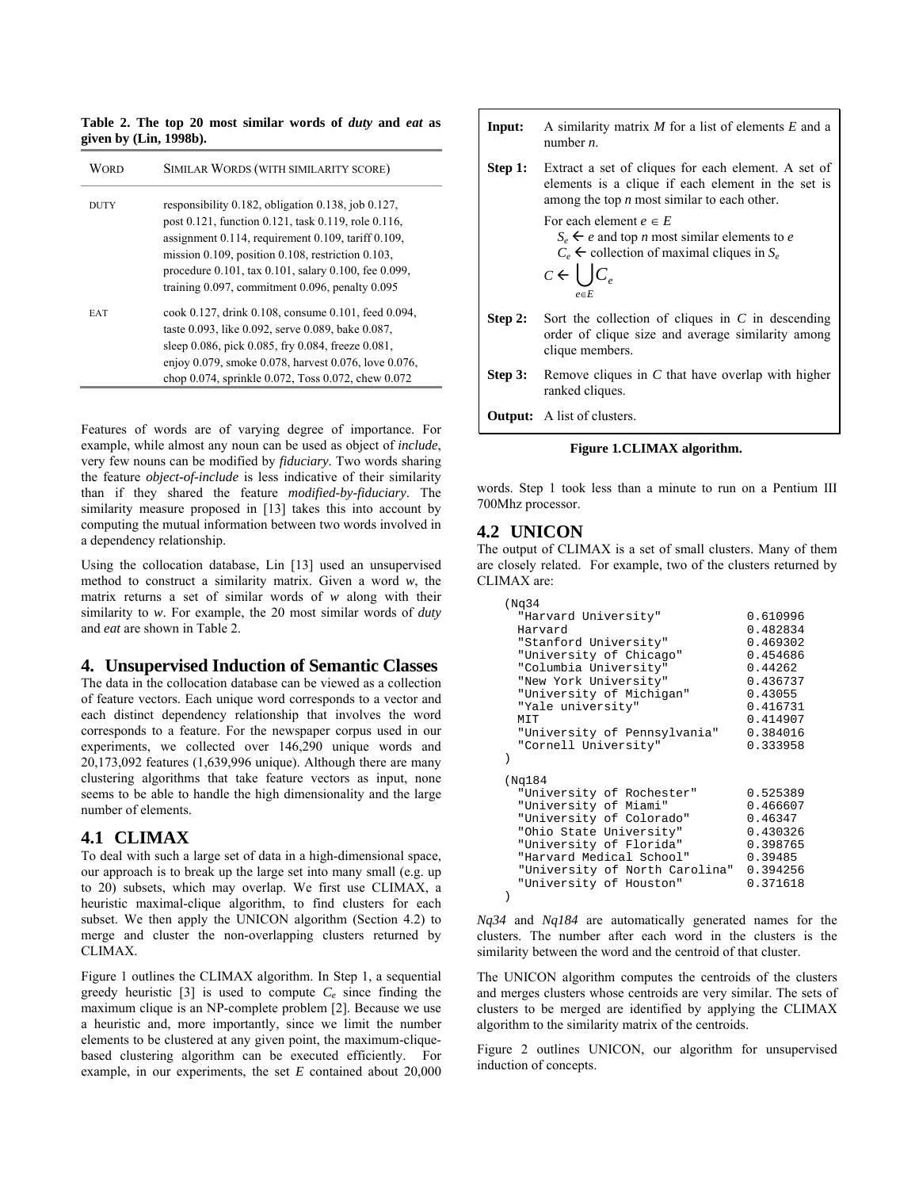**Table 2. The top 20 most similar words of *duty* and *eat* as given by (Lin, 1998b).**

| WORD | SIMILAR WORDS (WITH SIMILARITY SCORE) |
|---|---|
| DUTY | responsibility 0.182, obligation 0.138, job 0.127, post 0.121, function 0.121, task 0.119, role 0.116, assignment 0.114, requirement 0.109, tariff 0.109, mission 0.109, position 0.108, restriction 0.103, procedure 0.101, tax 0.101, salary 0.100, fee 0.099, training 0.097, commitment 0.096, penalty 0.095 |
| EAT | cook 0.127, drink 0.108, consume 0.101, feed 0.094, taste 0.093, like 0.092, serve 0.089, bake 0.087, sleep 0.086, pick 0.085, fry 0.084, freeze 0.081, enjoy 0.079, smoke 0.078, harvest 0.076, love 0.076, chop 0.074, sprinkle 0.072, Toss 0.072, chew 0.072 |

Features of words are of varying degree of importance. For example, while almost any noun can be used as object of *include*, very few nouns can be modified by *fiduciary*. Two words sharing the feature *object-of-include* is less indicative of their similarity than if they shared the feature *modified-by-fiduciary*. The similarity measure proposed in [13] takes this into account by computing the mutual information between two words involved in a dependency relationship.

Using the collocation database, Lin [13] used an unsupervised method to construct a similarity matrix. Given a word *w*, the matrix returns a set of similar words of *w* along with their similarity to *w*. For example, the 20 most similar words of *duty* and *eat* are shown in Table 2.

## 4. Unsupervised Induction of Semantic Classes

The data in the collocation database can be viewed as a collection of feature vectors. Each unique word corresponds to a vector and each distinct dependency relationship that involves the word corresponds to a feature. For the newspaper corpus used in our experiments, we collected over 146,290 unique words and 20,173,092 features (1,639,996 unique). Although there are many clustering algorithms that take feature vectors as input, none seems to be able to handle the high dimensionality and the large number of elements.

### 4.1 CLIMAX

To deal with such a large set of data in a high-dimensional space, our approach is to break up the large set into many small (e.g. up to 20) subsets, which may overlap. We first use CLIMAX, a heuristic maximal-clique algorithm, to find clusters for each subset. We then apply the UNICON algorithm (Section 4.2) to merge and cluster the non-overlapping clusters returned by CLIMAX.

Figure 1 outlines the CLIMAX algorithm. In Step 1, a sequential greedy heuristic [3] is used to compute $C_e$ since finding the maximum clique is an NP-complete problem [2]. Because we use a heuristic and, more importantly, since we limit the number elements to be clustered at any given point, the maximum-clique-based clustering algorithm can be executed efficiently. For example, in our experiments, the set *E* contained about 20,000 words. Step 1 took less than a minute to run on a Pentium III 700Mhz processor.

**Input:** A similarity matrix *M* for a list of elements *E* and a number *n*.

**Step 1:** Extract a set of cliques for each element. A set of elements is a clique if each element in the set is among the top *n* most similar to each other.

For each element $e \in E$

$S_e \leftarrow e$ and top *n* most similar elements to *e*

$C_e \leftarrow$ collection of maximal cliques in $S_e$

$$C \leftarrow \bigcup_{e \in E} C_e$$

**Step 2:** Sort the collection of cliques in *C* in descending order of clique size and average similarity among clique members.

**Step 3:** Remove cliques in *C* that have overlap with higher ranked cliques.

**Output:** A list of clusters.

**Figure 1.CLIMAX algorithm.**

### 4.2 UNICON

The output of CLIMAX is a set of small clusters. Many of them are closely related. For example, two of the clusters returned by CLIMAX are:

```
(Nq34
  "Harvard University"            0.610996
  Harvard                         0.482834
  "Stanford University"           0.469302
  "University of Chicago"         0.454686
  "Columbia University"           0.44262
  "New York University"           0.436737
  "University of Michigan"        0.43055
  "Yale university"               0.416731
  MIT                             0.414907
  "University of Pennsylvania"    0.384016
  "Cornell University"            0.333958
)

(Nq184
  "University of Rochester"       0.525389
  "University of Miami"           0.466607
  "University of Colorado"        0.46347
  "Ohio State University"         0.430326
  "University of Florida"         0.398765
  "Harvard Medical School"        0.39485
  "University of North Carolina"  0.394256
  "University of Houston"         0.371618
)
```

*Nq34* and *Nq184* are automatically generated names for the clusters. The number after each word in the clusters is the similarity between the word and the centroid of that cluster.

The UNICON algorithm computes the centroids of the clusters and merges clusters whose centroids are very similar. The sets of clusters to be merged are identified by applying the CLIMAX algorithm to the similarity matrix of the centroids.

Figure 2 outlines UNICON, our algorithm for unsupervised induction of concepts.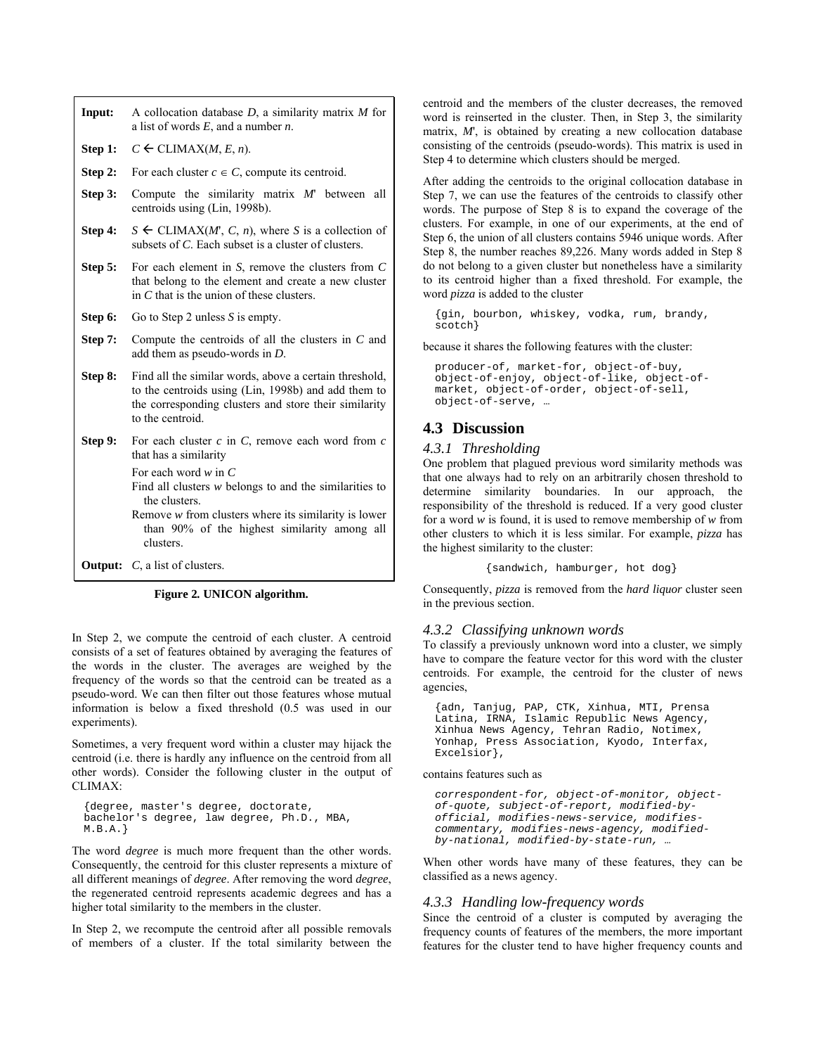| | |
|---|---|
| **Input:** | A collocation database *D*, a similarity matrix *M* for a list of words *E*, and a number *n*. |
| **Step 1:** | *C* ← CLIMAX(*M*, *E*, *n*). |
| **Step 2:** | For each cluster $c \in C$, compute its centroid. |
| **Step 3:** | Compute the similarity matrix *M'* between all centroids using (Lin, 1998b). |
| **Step 4:** | *S* ← CLIMAX(*M'*, *C*, *n*), where *S* is a collection of subsets of *C*. Each subset is a cluster of clusters. |
| **Step 5:** | For each element in *S*, remove the clusters from *C* that belong to the element and create a new cluster in *C* that is the union of these clusters. |
| **Step 6:** | Go to Step 2 unless *S* is empty. |
| **Step 7:** | Compute the centroids of all the clusters in *C* and add them as pseudo-words in *D*. |
| **Step 8:** | Find all the similar words, above a certain threshold, to the centroids using (Lin, 1998b) and add them to the corresponding clusters and store their similarity to the centroid. |
| **Step 9:** | For each cluster *c* in *C*, remove each word from *c* that has a similarity<br>For each word *w* in *C*<br>Find all clusters *w* belongs to and the similarities to the clusters.<br>Remove *w* from clusters where its similarity is lower than 90% of the highest similarity among all clusters. |
| **Output:** | *C*, a list of clusters. |

**Figure 2. UNICON algorithm.**

In Step 2, we compute the centroid of each cluster. A centroid consists of a set of features obtained by averaging the features of the words in the cluster. The averages are weighed by the frequency of the words so that the centroid can be treated as a pseudo-word. We can then filter out those features whose mutual information is below a fixed threshold (0.5 was used in our experiments).

Sometimes, a very frequent word within a cluster may hijack the centroid (i.e. there is hardly any influence on the centroid from all other words). Consider the following cluster in the output of CLIMAX:

```
{degree, master's degree, doctorate,
bachelor's degree, law degree, Ph.D., MBA,
M.B.A.}
```

The word *degree* is much more frequent than the other words. Consequently, the centroid for this cluster represents a mixture of all different meanings of *degree*. After removing the word *degree*, the regenerated centroid represents academic degrees and has a higher total similarity to the members in the cluster.

In Step 2, we recompute the centroid after all possible removals of members of a cluster. If the total similarity between the centroid and the members of the cluster decreases, the removed word is reinserted in the cluster. Then, in Step 3, the similarity matrix, *M'*, is obtained by creating a new collocation database consisting of the centroids (pseudo-words). This matrix is used in Step 4 to determine which clusters should be merged.

After adding the centroids to the original collocation database in Step 7, we can use the features of the centroids to classify other words. The purpose of Step 8 is to expand the coverage of the clusters. For example, in one of our experiments, at the end of Step 6, the union of all clusters contains 5946 unique words. After Step 8, the number reaches 89,226. Many words added in Step 8 do not belong to a given cluster but nonetheless have a similarity to its centroid higher than a fixed threshold. For example, the word *pizza* is added to the cluster

```
{gin, bourbon, whiskey, vodka, rum, brandy,
scotch}
```

because it shares the following features with the cluster:

```
producer-of, market-for, object-of-buy,
object-of-enjoy, object-of-like, object-of-
market, object-of-order, object-of-sell,
object-of-serve, …
```

## 4.3 Discussion

### 4.3.1 *Thresholding*

One problem that plagued previous word similarity methods was that one always had to rely on an arbitrarily chosen threshold to determine similarity boundaries. In our approach, the responsibility of the threshold is reduced. If a very good cluster for a word *w* is found, it is used to remove membership of *w* from other clusters to which it is less similar. For example, *pizza* has the highest similarity to the cluster:

```
{sandwich, hamburger, hot dog}
```

Consequently, *pizza* is removed from the *hard liquor* cluster seen in the previous section.

### 4.3.2 *Classifying unknown words*

To classify a previously unknown word into a cluster, we simply have to compare the feature vector for this word with the cluster centroids. For example, the centroid for the cluster of news agencies,

```
{adn, Tanjug, PAP, CTK, Xinhua, MTI, Prensa
Latina, IRNA, Islamic Republic News Agency,
Xinhua News Agency, Tehran Radio, Notimex,
Yonhap, Press Association, Kyodo, Interfax,
Excelsior},
```

contains features such as

```
correspondent-for, object-of-monitor, object-
of-quote, subject-of-report, modified-by-
official, modifies-news-service, modifies-
commentary, modifies-news-agency, modified-
by-national, modified-by-state-run, …
```

When other words have many of these features, they can be classified as a news agency.

### 4.3.3 *Handling low-frequency words*

Since the centroid of a cluster is computed by averaging the frequency counts of features of the members, the more important features for the cluster tend to have higher frequency counts and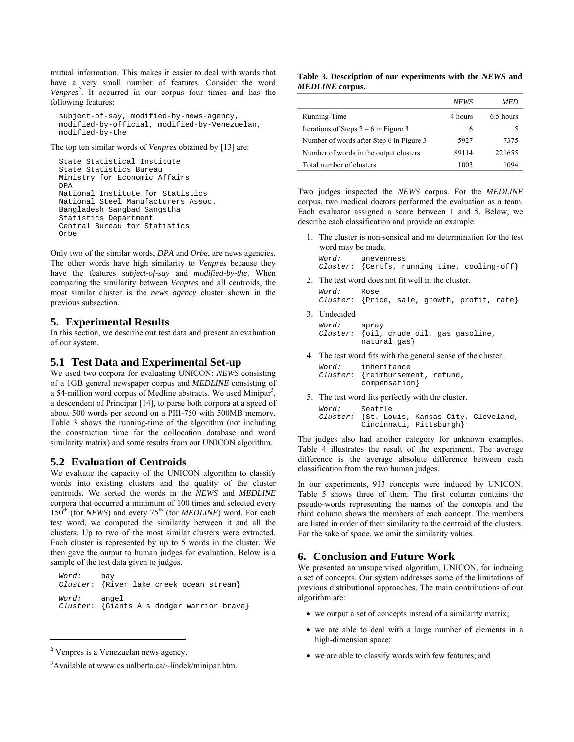mutual information. This makes it easier to deal with words that have a very small number of features. Consider the word *Venpres*[2]. It occurred in our corpus four times and has the following features:

```
subject-of-say, modified-by-news-agency,
modified-by-official, modified-by-Venezuelan,
modified-by-the
```

The top ten similar words of *Venpres* obtained by [13] are:

```
State Statistical Institute
State Statistics Bureau
Ministry for Economic Affairs
DPA
National Institute for Statistics
National Steel Manufacturers Assoc.
Bangladesh Sangbad Sangstha
Statistics Department
Central Bureau for Statistics
Orbe
```

Only two of the similar words, *DPA* and *Orbe*, are news agencies. The other words have high similarity to *Venpres* because they have the features *subject-of-say* and *modified-by-the*. When comparing the similarity between *Venpres* and all centroids, the most similar cluster is the *news agency* cluster shown in the previous subsection.

## 5. Experimental Results

In this section, we describe our test data and present an evaluation of our system.

### 5.1 Test Data and Experimental Set-up

We used two corpora for evaluating UNICON: *NEWS* consisting of a 1GB general newspaper corpus and *MEDLINE* consisting of a 54-million word corpus of Medline abstracts. We used Minipar[3], a descendent of Principar [14], to parse both corpora at a speed of about 500 words per second on a PIII-750 with 500MB memory. Table 3 shows the running-time of the algorithm (not including the construction time for the collocation database and word similarity matrix) and some results from our UNICON algorithm.

### 5.2 Evaluation of Centroids

We evaluate the capacity of the UNICON algorithm to classify words into existing clusters and the quality of the cluster centroids. We sorted the words in the *NEWS* and *MEDLINE* corpora that occurred a minimum of 100 times and selected every 150[th] (for *NEWS*) and every 75[th] (for *MEDLINE*) word. For each test word, we computed the similarity between it and all the clusters. Up to two of the most similar clusters were extracted. Each cluster is represented by up to 5 words in the cluster. We then gave the output to human judges for evaluation. Below is a sample of the test data given to judges.

```
Word:    bay
Cluster: {River lake creek ocean stream}

Word:    angel
Cluster: {Giants A's dodger warrior brave}
```

**Table 3. Description of our experiments with the *NEWS* and *MEDLINE* corpus.**

| | *NEWS* | *MED* |
|---|---|---|
| Running-Time | 4 hours | 6.5 hours |
| Iterations of Steps 2 – 6 in Figure 3 | 6 | 5 |
| Number of words after Step 6 in Figure 3 | 5927 | 7375 |
| Number of words in the output clusters | 89114 | 221655 |
| Total number of clusters | 1003 | 1094 |

Two judges inspected the *NEWS* corpus. For the *MEDLINE* corpus, two medical doctors performed the evaluation as a team. Each evaluator assigned a score between 1 and 5. Below, we describe each classification and provide an example.

1. The cluster is non-sensical and no determination for the test word may be made.
   ```
   Word:    unevenness
   Cluster: {Certfs, running time, cooling-off}
   ```
2. The test word does not fit well in the cluster.
   ```
   Word:    Rose
   Cluster: {Price, sale, growth, profit, rate}
   ```
3. Undecided
   ```
   Word:    spray
   Cluster: {oil, crude oil, gas gasoline,
            natural gas}
   ```
4. The test word fits with the general sense of the cluster.
   ```
   Word:    inheritance
   Cluster: {reimbursement, refund,
            compensation}
   ```
5. The test word fits perfectly with the cluster.
   ```
   Word:    Seattle
   Cluster: {St. Louis, Kansas City, Cleveland,
            Cincinnati, Pittsburgh}
   ```

The judges also had another category for unknown examples. Table 4 illustrates the result of the experiment. The average difference is the average absolute difference between each classification from the two human judges.

In our experiments, 913 concepts were induced by UNICON. Table 5 shows three of them. The first column contains the pseudo-words representing the names of the concepts and the third column shows the members of each concept. The members are listed in order of their similarity to the centroid of the clusters. For the sake of space, we omit the similarity values.

## 6. Conclusion and Future Work

We presented an unsupervised algorithm, UNICON, for inducing a set of concepts. Our system addresses some of the limitations of previous distributional approaches. The main contributions of our algorithm are:

- we output a set of concepts instead of a similarity matrix;
- we are able to deal with a large number of elements in a high-dimension space;
- we are able to classify words with few features; and

[2] Venpres is a Venezuelan news agency.

[3] Available at www.cs.ualberta.ca/~lindek/minipar.htm.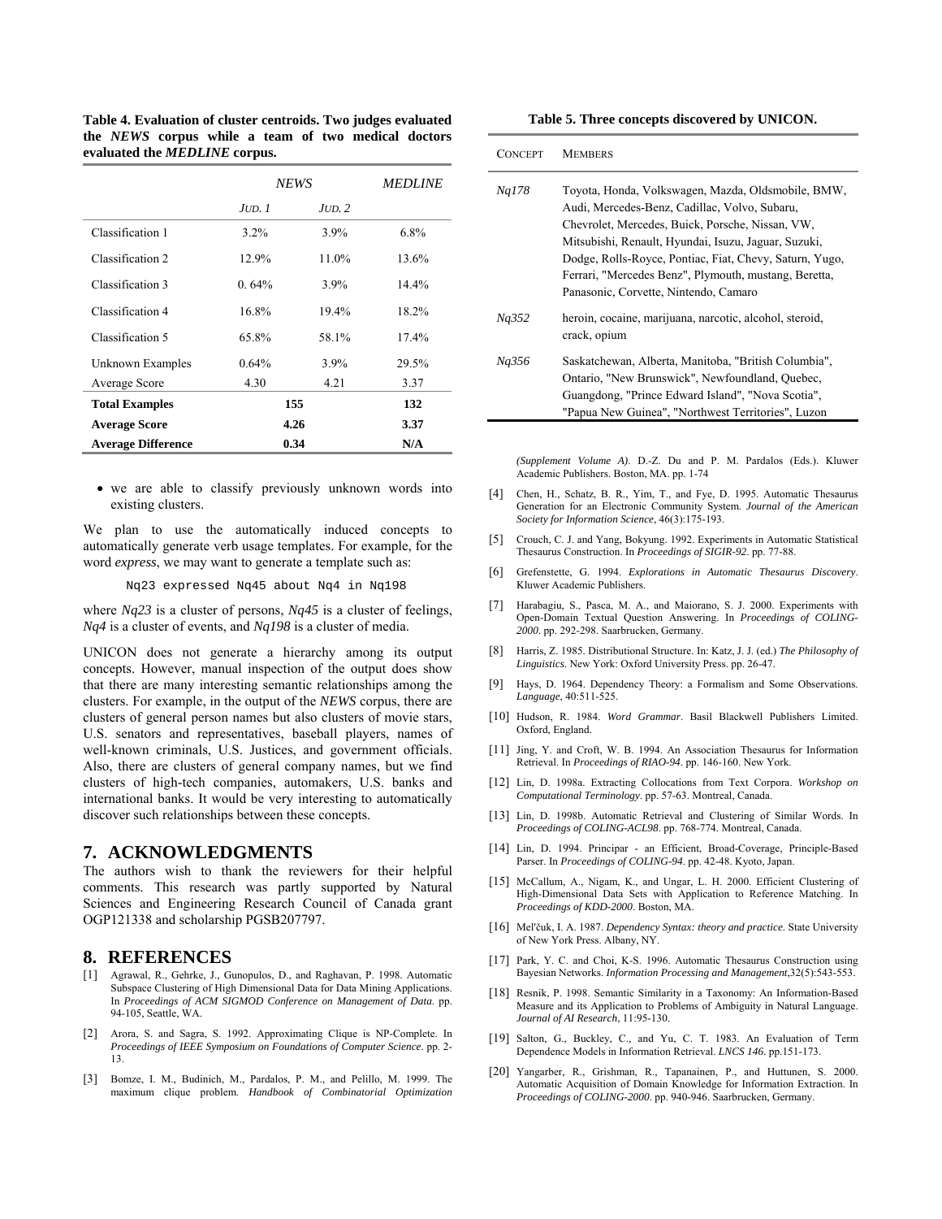**Table 4. Evaluation of cluster centroids. Two judges evaluated the *NEWS* corpus while a team of two medical doctors evaluated the *MEDLINE* corpus.**

| | *NEWS* | | *MEDLINE* |
|---|---|---|---|
| | *JUD. 1* | *JUD. 2* | |
| Classification 1 | 3.2% | 3.9% | 6.8% |
| Classification 2 | 12.9% | 11.0% | 13.6% |
| Classification 3 | 0. 64% | 3.9% | 14.4% |
| Classification 4 | 16.8% | 19.4% | 18.2% |
| Classification 5 | 65.8% | 58.1% | 17.4% |
| Unknown Examples | 0.64% | 3.9% | 29.5% |
| Average Score | 4.30 | 4.21 | 3.37 |
| **Total Examples** | **155** | | **132** |
| **Average Score** | **4.26** | | **3.37** |
| **Average Difference** | **0.34** | | **N/A** |

- we are able to classify previously unknown words into existing clusters.

We plan to use the automatically induced concepts to automatically generate verb usage templates. For example, for the word *express*, we may want to generate a template such as:

```
Nq23 expressed Nq45 about Nq4 in Nq198
```

where *Nq23* is a cluster of persons, *Nq45* is a cluster of feelings, *Nq4* is a cluster of events, and *Nq198* is a cluster of media.

UNICON does not generate a hierarchy among its output concepts. However, manual inspection of the output does show that there are many interesting semantic relationships among the clusters. For example, in the output of the *NEWS* corpus, there are clusters of general person names but also clusters of movie stars, U.S. senators and representatives, baseball players, names of well-known criminals, U.S. Justices, and government officials. Also, there are clusters of general company names, but we find clusters of high-tech companies, automakers, U.S. banks and international banks. It would be very interesting to automatically discover such relationships between these concepts.

## 7. ACKNOWLEDGMENTS

The authors wish to thank the reviewers for their helpful comments. This research was partly supported by Natural Sciences and Engineering Research Council of Canada grant OGP121338 and scholarship PGSB207797.

## 8. REFERENCES

[1] Agrawal, R., Gehrke, J., Gunopulos, D., and Raghavan, P. 1998. Automatic Subspace Clustering of High Dimensional Data for Data Mining Applications. In *Proceedings of ACM SIGMOD Conference on Management of Data*. pp. 94-105, Seattle, WA.

[2] Arora, S. and Sagra, S. 1992. Approximating Clique is NP-Complete. In *Proceedings of IEEE Symposium on Foundations of Computer Science*. pp. 2-13.

[3] Bomze, I. M., Budinich, M., Pardalos, P. M., and Pelillo, M. 1999. The maximum clique problem. *Handbook of Combinatorial Optimization (Supplement Volume A)*. D.-Z. Du and P. M. Pardalos (Eds.). Kluwer Academic Publishers. Boston, MA. pp. 1-74

**Table 5. Three concepts discovered by UNICON.**

| CONCEPT | MEMBERS |
|---|---|
| *Nq178* | Toyota, Honda, Volkswagen, Mazda, Oldsmobile, BMW, Audi, Mercedes-Benz, Cadillac, Volvo, Subaru, Chevrolet, Mercedes, Buick, Porsche, Nissan, VW, Mitsubishi, Renault, Hyundai, Isuzu, Jaguar, Suzuki, Dodge, Rolls-Royce, Pontiac, Fiat, Chevy, Saturn, Yugo, Ferrari, "Mercedes Benz", Plymouth, mustang, Beretta, Panasonic, Corvette, Nintendo, Camaro |
| *Nq352* | heroin, cocaine, marijuana, narcotic, alcohol, steroid, crack, opium |
| *Nq356* | Saskatchewan, Alberta, Manitoba, "British Columbia", Ontario, "New Brunswick", Newfoundland, Quebec, Guangdong, "Prince Edward Island", "Nova Scotia", "Papua New Guinea", "Northwest Territories", Luzon |

[4] Chen, H., Schatz, B. R., Yim, T., and Fye, D. 1995. Automatic Thesaurus Generation for an Electronic Community System. *Journal of the American Society for Information Science*, 46(3):175-193.

[5] Crouch, C. J. and Yang, Bokyung. 1992. Experiments in Automatic Statistical Thesaurus Construction. In *Proceedings of SIGIR-92*. pp. 77-88.

[6] Grefenstette, G. 1994. *Explorations in Automatic Thesaurus Discovery*. Kluwer Academic Publishers.

[7] Harabagiu, S., Pasca, M. A., and Maiorano, S. J. 2000. Experiments with Open-Domain Textual Question Answering. In *Proceedings of COLING-2000*. pp. 292-298. Saarbrucken, Germany.

[8] Harris, Z. 1985. Distributional Structure. In: Katz, J. J. (ed.) *The Philosophy of Linguistics*. New York: Oxford University Press. pp. 26-47.

[9] Hays, D. 1964. Dependency Theory: a Formalism and Some Observations. *Language*, 40:511-525.

[10] Hudson, R. 1984. *Word Grammar*. Basil Blackwell Publishers Limited. Oxford, England.

[11] Jing, Y. and Croft, W. B. 1994. An Association Thesaurus for Information Retrieval. In *Proceedings of RIAO-94*. pp. 146-160. New York.

[12] Lin, D. 1998a. Extracting Collocations from Text Corpora. *Workshop on Computational Terminology*. pp. 57-63. Montreal, Canada.

[13] Lin, D. 1998b. Automatic Retrieval and Clustering of Similar Words. In *Proceedings of COLING-ACL98*. pp. 768-774. Montreal, Canada.

[14] Lin, D. 1994. Principar - an Efficient, Broad-Coverage, Principle-Based Parser. In *Proceedings of COLING-94*. pp. 42-48. Kyoto, Japan.

[15] McCallum, A., Nigam, K., and Ungar, L. H. 2000. Efficient Clustering of High-Dimensional Data Sets with Application to Reference Matching. In *Proceedings of KDD-2000*. Boston, MA.

[16] Mel'čuk, I. A. 1987. *Dependency Syntax: theory and practice*. State University of New York Press. Albany, NY.

[17] Park, Y. C. and Choi, K-S. 1996. Automatic Thesaurus Construction using Bayesian Networks. *Information Processing and Management*,32(5):543-553.

[18] Resnik, P. 1998. Semantic Similarity in a Taxonomy: An Information-Based Measure and its Application to Problems of Ambiguity in Natural Language. *Journal of AI Research*, 11:95-130.

[19] Salton, G., Buckley, C., and Yu, C. T. 1983. An Evaluation of Term Dependence Models in Information Retrieval. *LNCS 146*. pp.151-173.

[20] Yangarber, R., Grishman, R., Tapanainen, P., and Huttunen, S. 2000. Automatic Acquisition of Domain Knowledge for Information Extraction. In *Proceedings of COLING-2000*. pp. 940-946. Saarbrucken, Germany.